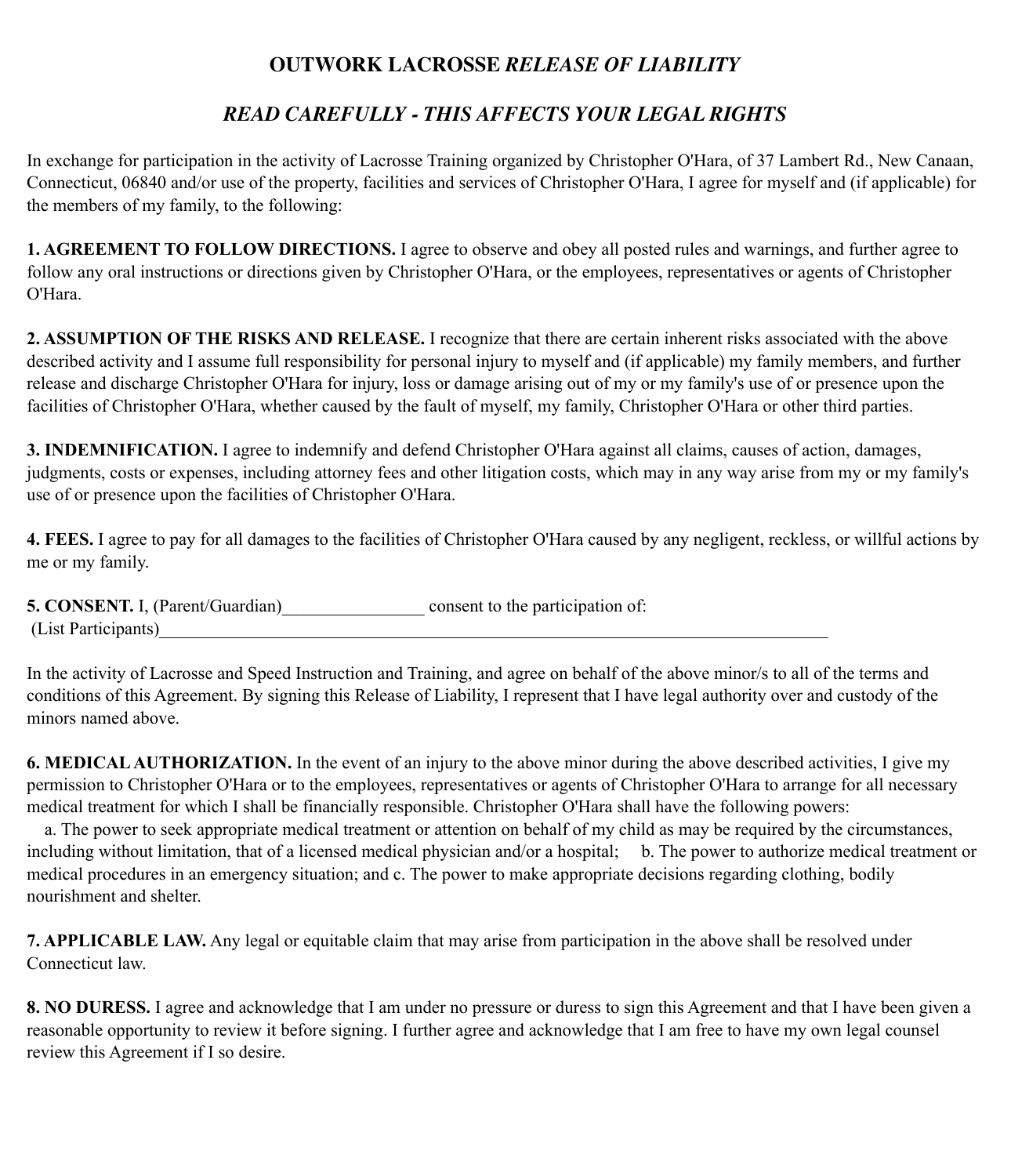# OUTWORK LACROSSE *RELEASE OF LIABILITY*

## *READ CAREFULLY - THIS AFFECTS YOUR LEGAL RIGHTS*

In exchange for participation in the activity of Lacrosse Training organized by Christopher O'Hara, of 37 Lambert Rd., New Canaan, Connecticut, 06840 and/or use of the property, facilities and services of Christopher O'Hara, I agree for myself and (if applicable) for the members of my family, to the following:

**1. AGREEMENT TO FOLLOW DIRECTIONS.** I agree to observe and obey all posted rules and warnings, and further agree to follow any oral instructions or directions given by Christopher O'Hara, or the employees, representatives or agents of Christopher O'Hara.

**2. ASSUMPTION OF THE RISKS AND RELEASE.** I recognize that there are certain inherent risks associated with the above described activity and I assume full responsibility for personal injury to myself and (if applicable) my family members, and further release and discharge Christopher O'Hara for injury, loss or damage arising out of my or my family's use of or presence upon the facilities of Christopher O'Hara, whether caused by the fault of myself, my family, Christopher O'Hara or other third parties.

**3. INDEMNIFICATION.** I agree to indemnify and defend Christopher O'Hara against all claims, causes of action, damages, judgments, costs or expenses, including attorney fees and other litigation costs, which may in any way arise from my or my family's use of or presence upon the facilities of Christopher O'Hara.

**4. FEES.** I agree to pay for all damages to the facilities of Christopher O'Hara caused by any negligent, reckless, or willful actions by me or my family.

**5. CONSENT.** I, (Parent/Guardian)________________ consent to the participation of:
(List Participants)________________________________________________________________________________

In the activity of Lacrosse and Speed Instruction and Training, and agree on behalf of the above minor/s to all of the terms and conditions of this Agreement. By signing this Release of Liability, I represent that I have legal authority over and custody of the minors named above.

**6. MEDICAL AUTHORIZATION.** In the event of an injury to the above minor during the above described activities, I give my permission to Christopher O'Hara or to the employees, representatives or agents of Christopher O'Hara to arrange for all necessary medical treatment for which I shall be financially responsible. Christopher O'Hara shall have the following powers:
a. The power to seek appropriate medical treatment or attention on behalf of my child as may be required by the circumstances, including without limitation, that of a licensed medical physician and/or a hospital; b. The power to authorize medical treatment or medical procedures in an emergency situation; and c. The power to make appropriate decisions regarding clothing, bodily nourishment and shelter.

**7. APPLICABLE LAW.** Any legal or equitable claim that may arise from participation in the above shall be resolved under Connecticut law.

**8. NO DURESS.** I agree and acknowledge that I am under no pressure or duress to sign this Agreement and that I have been given a reasonable opportunity to review it before signing. I further agree and acknowledge that I am free to have my own legal counsel review this Agreement if I so desire.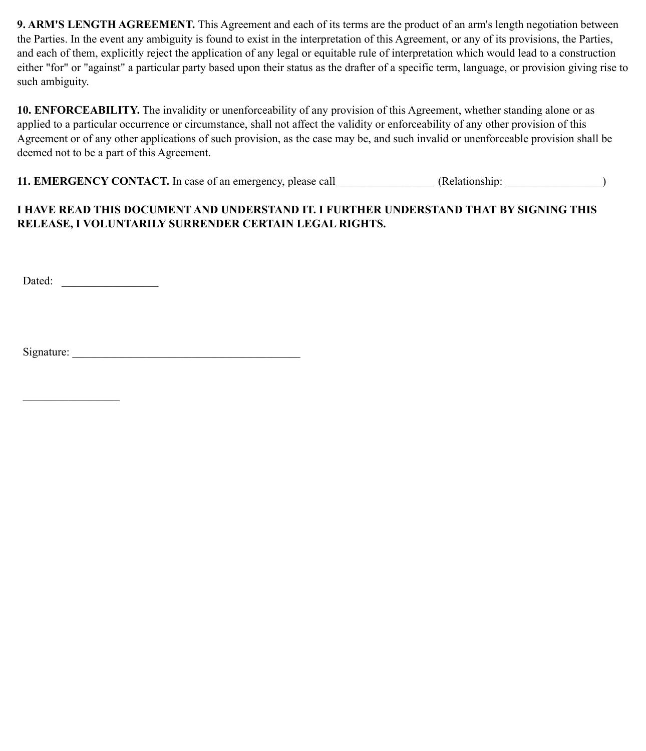**9. ARM'S LENGTH AGREEMENT.** This Agreement and each of its terms are the product of an arm's length negotiation between the Parties. In the event any ambiguity is found to exist in the interpretation of this Agreement, or any of its provisions, the Parties, and each of them, explicitly reject the application of any legal or equitable rule of interpretation which would lead to a construction either "for" or "against" a particular party based upon their status as the drafter of a specific term, language, or provision giving rise to such ambiguity.

**10. ENFORCEABILITY.** The invalidity or unenforceability of any provision of this Agreement, whether standing alone or as applied to a particular occurrence or circumstance, shall not affect the validity or enforceability of any other provision of this Agreement or of any other applications of such provision, as the case may be, and such invalid or unenforceable provision shall be deemed not to be a part of this Agreement.

**11. EMERGENCY CONTACT.** In case of an emergency, please call _________________ (Relationship: _________________)

**I HAVE READ THIS DOCUMENT AND UNDERSTAND IT. I FURTHER UNDERSTAND THAT BY SIGNING THIS RELEASE, I VOLUNTARILY SURRENDER CERTAIN LEGAL RIGHTS.**

Dated: _________________

Signature: _________________________________________

_________________